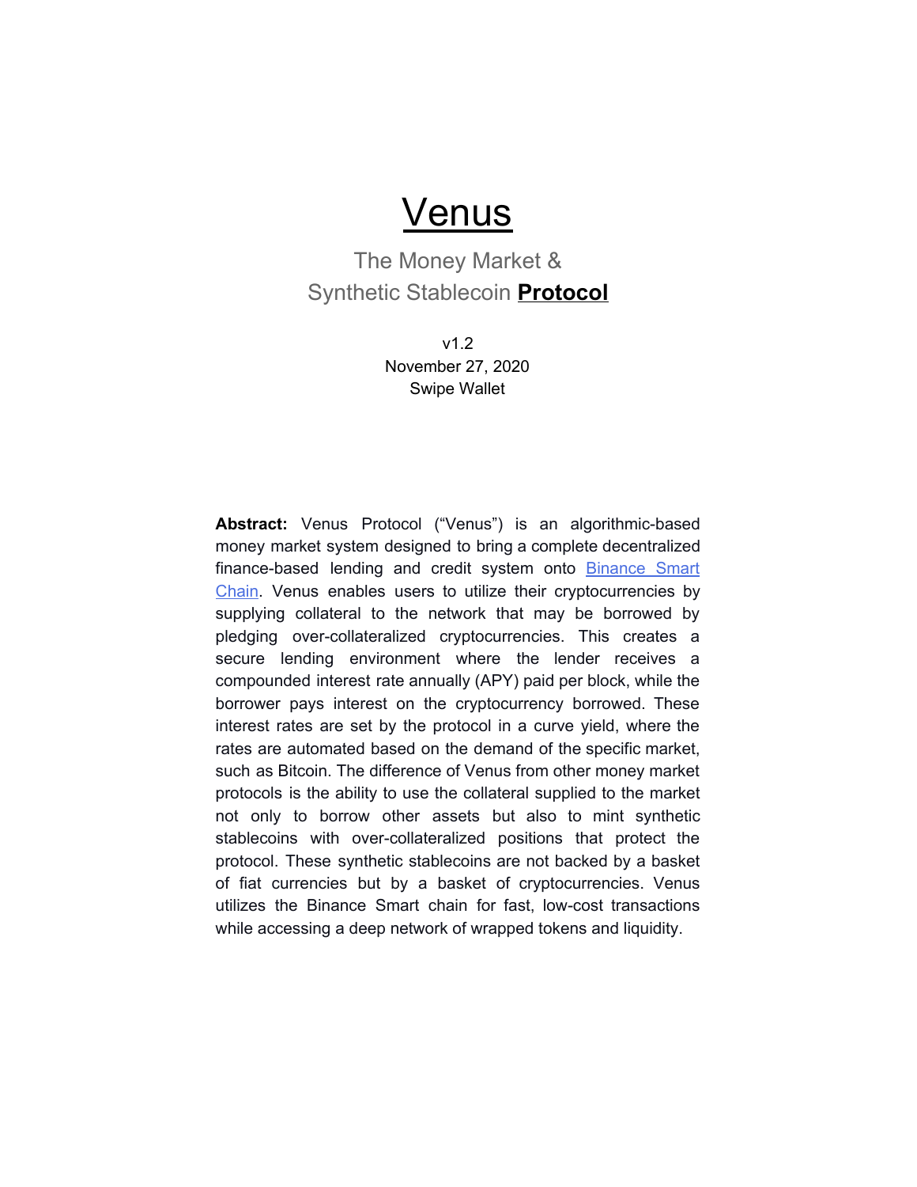# Venus

## The Money Market & Synthetic Stablecoin **Protocol**

v1.2
November 27, 2020
Swipe Wallet

**Abstract:** Venus Protocol ("Venus") is an algorithmic-based money market system designed to bring a complete decentralized finance-based lending and credit system onto Binance Smart Chain. Venus enables users to utilize their cryptocurrencies by supplying collateral to the network that may be borrowed by pledging over-collateralized cryptocurrencies. This creates a secure lending environment where the lender receives a compounded interest rate annually (APY) paid per block, while the borrower pays interest on the cryptocurrency borrowed. These interest rates are set by the protocol in a curve yield, where the rates are automated based on the demand of the specific market, such as Bitcoin. The difference of Venus from other money market protocols is the ability to use the collateral supplied to the market not only to borrow other assets but also to mint synthetic stablecoins with over-collateralized positions that protect the protocol. These synthetic stablecoins are not backed by a basket of fiat currencies but by a basket of cryptocurrencies. Venus utilizes the Binance Smart chain for fast, low-cost transactions while accessing a deep network of wrapped tokens and liquidity.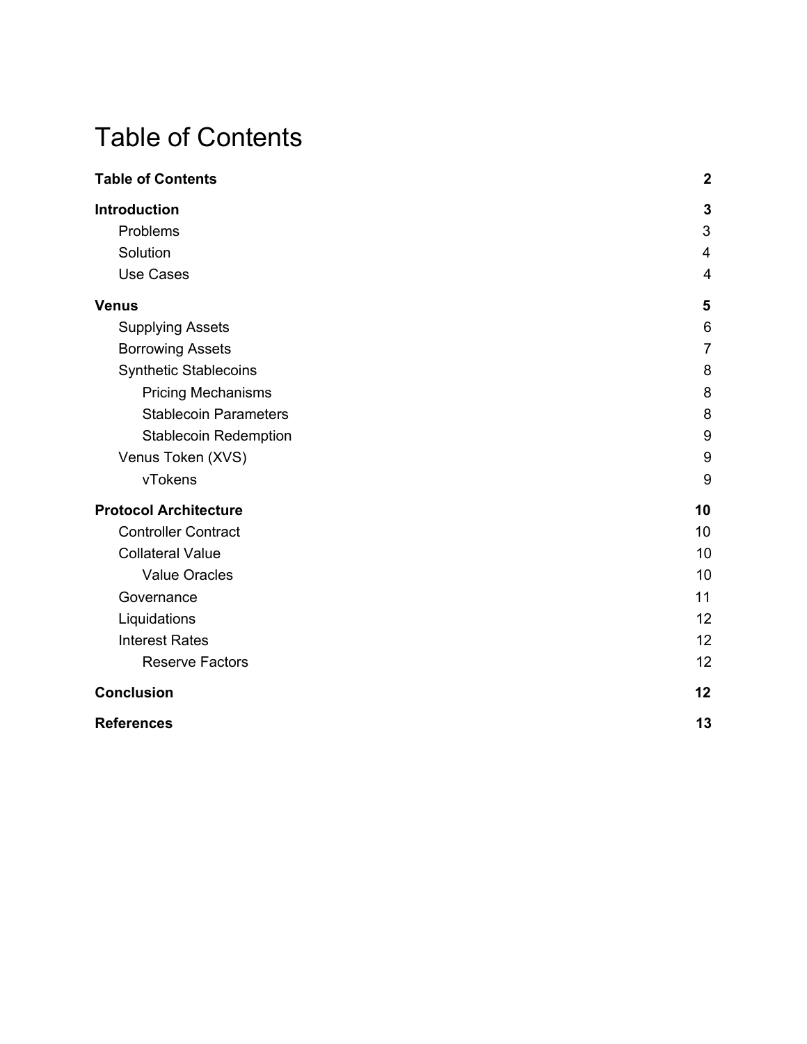# Table of Contents

**Table of Contents** **2**

**Introduction** **3**

- Problems 3
- Solution 4
- Use Cases 4

**Venus** **5**

- Supplying Assets 6
- Borrowing Assets 7
- Synthetic Stablecoins 8
  - Pricing Mechanisms 8
  - Stablecoin Parameters 8
  - Stablecoin Redemption 9
- Venus Token (XVS) 9
  - vTokens 9

**Protocol Architecture** **10**

- Controller Contract 10
- Collateral Value 10
  - Value Oracles 10
- Governance 11
- Liquidations 12
- Interest Rates 12
  - Reserve Factors 12

**Conclusion** **12**

**References** **13**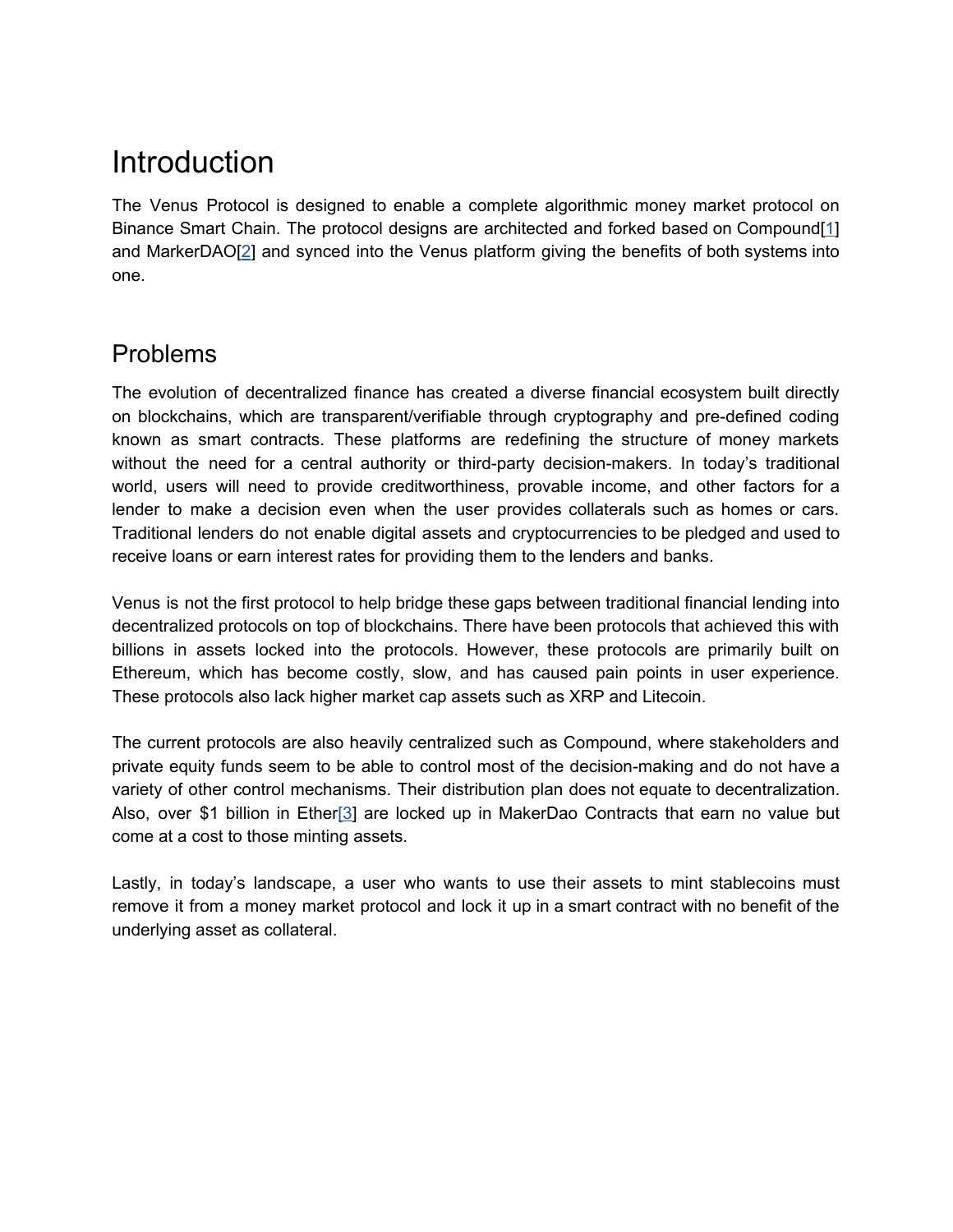# Introduction

The Venus Protocol is designed to enable a complete algorithmic money market protocol on Binance Smart Chain. The protocol designs are architected and forked based on Compound[1] and MarkerDAO[2] and synced into the Venus platform giving the benefits of both systems into one.

## Problems

The evolution of decentralized finance has created a diverse financial ecosystem built directly on blockchains, which are transparent/verifiable through cryptography and pre-defined coding known as smart contracts. These platforms are redefining the structure of money markets without the need for a central authority or third-party decision-makers. In today's traditional world, users will need to provide creditworthiness, provable income, and other factors for a lender to make a decision even when the user provides collaterals such as homes or cars. Traditional lenders do not enable digital assets and cryptocurrencies to be pledged and used to receive loans or earn interest rates for providing them to the lenders and banks.

Venus is not the first protocol to help bridge these gaps between traditional financial lending into decentralized protocols on top of blockchains. There have been protocols that achieved this with billions in assets locked into the protocols. However, these protocols are primarily built on Ethereum, which has become costly, slow, and has caused pain points in user experience. These protocols also lack higher market cap assets such as XRP and Litecoin.

The current protocols are also heavily centralized such as Compound, where stakeholders and private equity funds seem to be able to control most of the decision-making and do not have a variety of other control mechanisms. Their distribution plan does not equate to decentralization. Also, over $1 billion in Ether[3] are locked up in MakerDao Contracts that earn no value but come at a cost to those minting assets.

Lastly, in today's landscape, a user who wants to use their assets to mint stablecoins must remove it from a money market protocol and lock it up in a smart contract with no benefit of the underlying asset as collateral.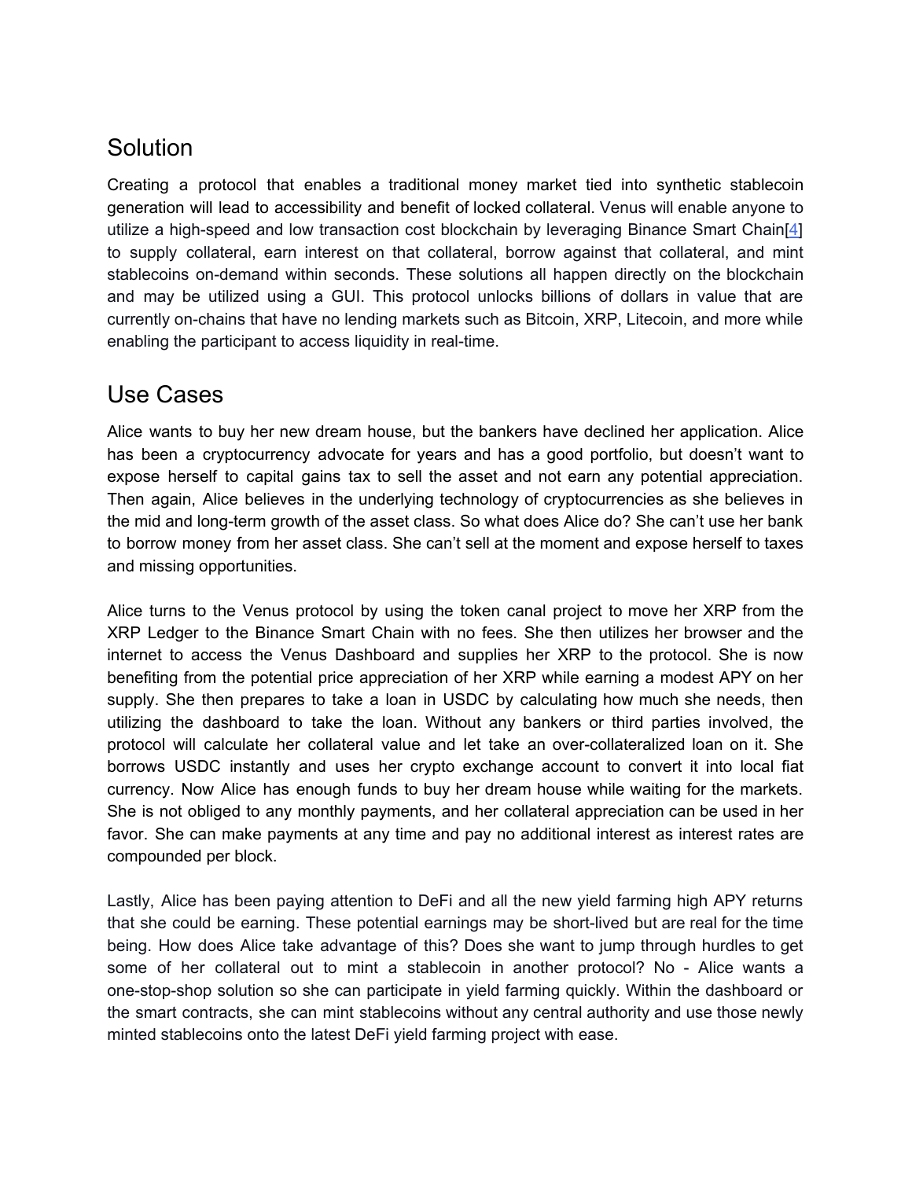## Solution

Creating a protocol that enables a traditional money market tied into synthetic stablecoin generation will lead to accessibility and benefit of locked collateral. Venus will enable anyone to utilize a high-speed and low transaction cost blockchain by leveraging Binance Smart Chain[4] to supply collateral, earn interest on that collateral, borrow against that collateral, and mint stablecoins on-demand within seconds. These solutions all happen directly on the blockchain and may be utilized using a GUI. This protocol unlocks billions of dollars in value that are currently on-chains that have no lending markets such as Bitcoin, XRP, Litecoin, and more while enabling the participant to access liquidity in real-time.

## Use Cases

Alice wants to buy her new dream house, but the bankers have declined her application. Alice has been a cryptocurrency advocate for years and has a good portfolio, but doesn't want to expose herself to capital gains tax to sell the asset and not earn any potential appreciation. Then again, Alice believes in the underlying technology of cryptocurrencies as she believes in the mid and long-term growth of the asset class. So what does Alice do? She can't use her bank to borrow money from her asset class. She can't sell at the moment and expose herself to taxes and missing opportunities.

Alice turns to the Venus protocol by using the token canal project to move her XRP from the XRP Ledger to the Binance Smart Chain with no fees. She then utilizes her browser and the internet to access the Venus Dashboard and supplies her XRP to the protocol. She is now benefiting from the potential price appreciation of her XRP while earning a modest APY on her supply. She then prepares to take a loan in USDC by calculating how much she needs, then utilizing the dashboard to take the loan. Without any bankers or third parties involved, the protocol will calculate her collateral value and let take an over-collateralized loan on it. She borrows USDC instantly and uses her crypto exchange account to convert it into local fiat currency. Now Alice has enough funds to buy her dream house while waiting for the markets. She is not obliged to any monthly payments, and her collateral appreciation can be used in her favor. She can make payments at any time and pay no additional interest as interest rates are compounded per block.

Lastly, Alice has been paying attention to DeFi and all the new yield farming high APY returns that she could be earning. These potential earnings may be short-lived but are real for the time being. How does Alice take advantage of this? Does she want to jump through hurdles to get some of her collateral out to mint a stablecoin in another protocol? No - Alice wants a one-stop-shop solution so she can participate in yield farming quickly. Within the dashboard or the smart contracts, she can mint stablecoins without any central authority and use those newly minted stablecoins onto the latest DeFi yield farming project with ease.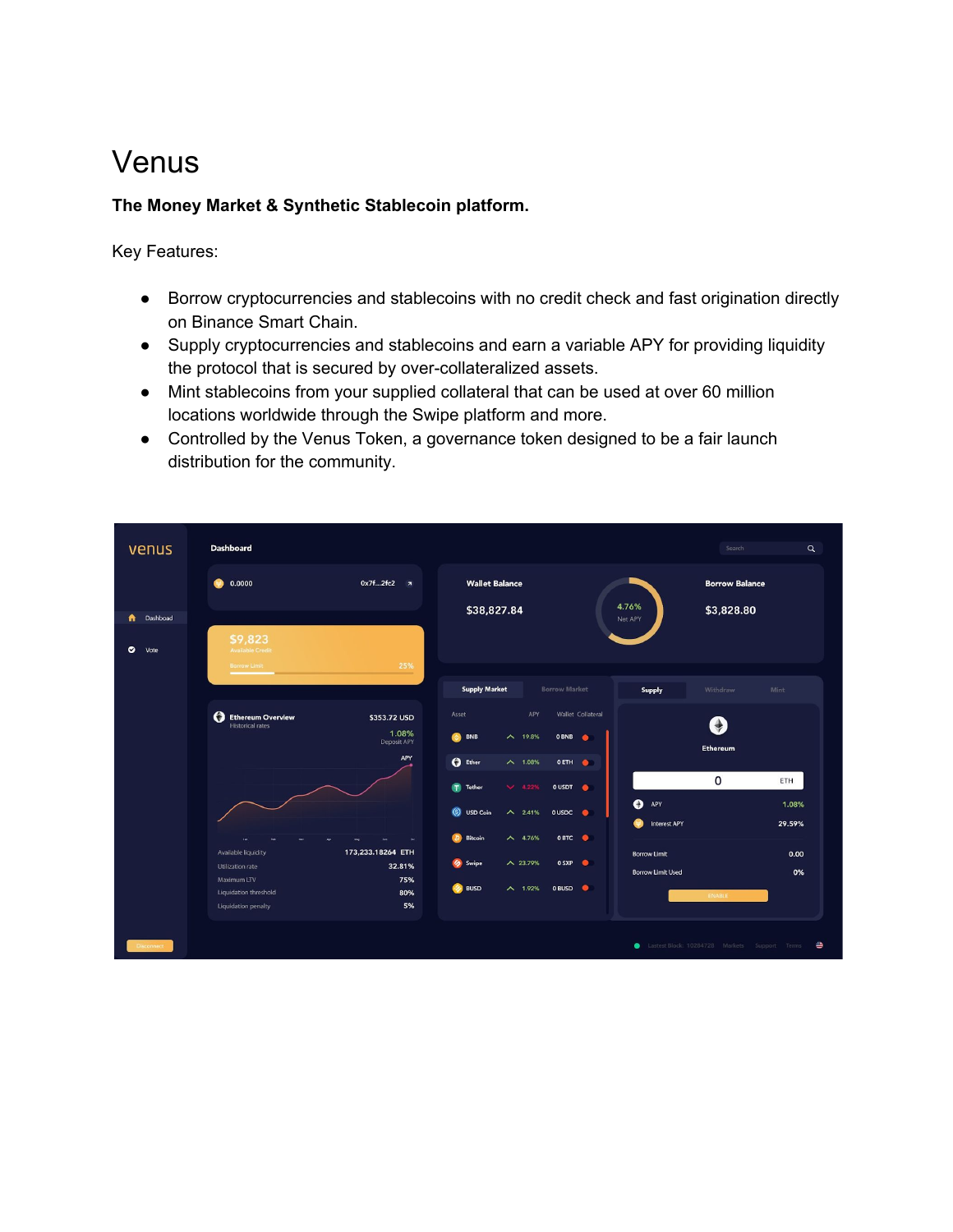# Venus

**The Money Market & Synthetic Stablecoin platform.**

Key Features:

- Borrow cryptocurrencies and stablecoins with no credit check and fast origination directly on Binance Smart Chain.
- Supply cryptocurrencies and stablecoins and earn a variable APY for providing liquidity the protocol that is secured by over-collateralized assets.
- Mint stablecoins from your supplied collateral that can be used at over 60 million locations worldwide through the Swipe platform and more.
- Controlled by the Venus Token, a governance token designed to be a fair launch distribution for the community.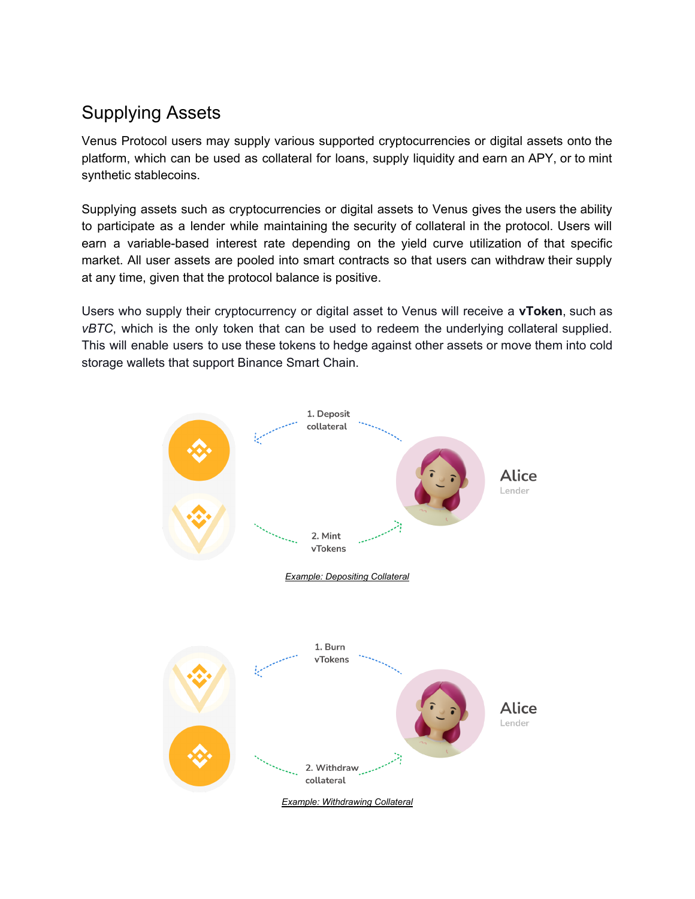## Supplying Assets

Venus Protocol users may supply various supported cryptocurrencies or digital assets onto the platform, which can be used as collateral for loans, supply liquidity and earn an APY, or to mint synthetic stablecoins.

Supplying assets such as cryptocurrencies or digital assets to Venus gives the users the ability to participate as a lender while maintaining the security of collateral in the protocol. Users will earn a variable-based interest rate depending on the yield curve utilization of that specific market. All user assets are pooled into smart contracts so that users can withdraw their supply at any time, given that the protocol balance is positive.

Users who supply their cryptocurrency or digital asset to Venus will receive a **vToken**, such as *vBTC*, which is the only token that can be used to redeem the underlying collateral supplied. This will enable users to use these tokens to hedge against other assets or move them into cold storage wallets that support Binance Smart Chain.

1. Deposit collateral

2. Mint vTokens

Alice
Lender

*Example: Depositing Collateral*

1. Burn vTokens

2. Withdraw collateral

Alice
Lender

*Example: Withdrawing Collateral*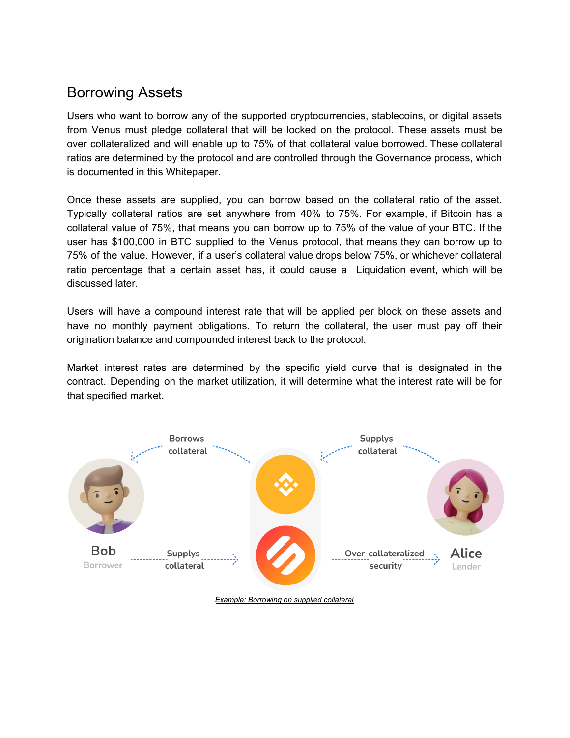## Borrowing Assets

Users who want to borrow any of the supported cryptocurrencies, stablecoins, or digital assets from Venus must pledge collateral that will be locked on the protocol. These assets must be over collateralized and will enable up to 75% of that collateral value borrowed. These collateral ratios are determined by the protocol and are controlled through the Governance process, which is documented in this Whitepaper.

Once these assets are supplied, you can borrow based on the collateral ratio of the asset. Typically collateral ratios are set anywhere from 40% to 75%. For example, if Bitcoin has a collateral value of 75%, that means you can borrow up to 75% of the value of your BTC. If the user has $100,000 in BTC supplied to the Venus protocol, that means they can borrow up to 75% of the value. However, if a user's collateral value drops below 75%, or whichever collateral ratio percentage that a certain asset has, it could cause a Liquidation event, which will be discussed later.

Users will have a compound interest rate that will be applied per block on these assets and have no monthly payment obligations. To return the collateral, the user must pay off their origination balance and compounded interest back to the protocol.

Market interest rates are determined by the specific yield curve that is designated in the contract. Depending on the market utilization, it will determine what the interest rate will be for that specified market.

Borrows collateral

Supplys collateral

Bob
Borrower

Supplys collateral

Over-collateralized security

Alice
Lender

*Example: Borrowing on supplied collateral*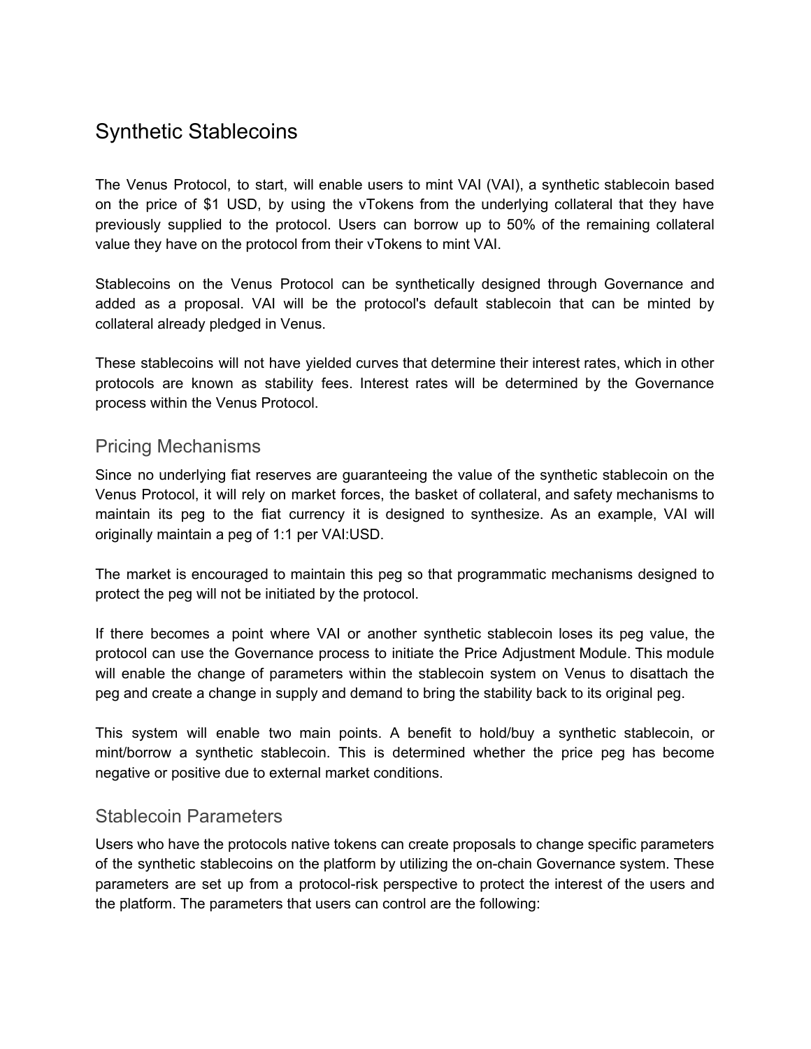# Synthetic Stablecoins

The Venus Protocol, to start, will enable users to mint VAI (VAI), a synthetic stablecoin based on the price of $1 USD, by using the vTokens from the underlying collateral that they have previously supplied to the protocol. Users can borrow up to 50% of the remaining collateral value they have on the protocol from their vTokens to mint VAI.

Stablecoins on the Venus Protocol can be synthetically designed through Governance and added as a proposal. VAI will be the protocol's default stablecoin that can be minted by collateral already pledged in Venus.

These stablecoins will not have yielded curves that determine their interest rates, which in other protocols are known as stability fees. Interest rates will be determined by the Governance process within the Venus Protocol.

## Pricing Mechanisms

Since no underlying fiat reserves are guaranteeing the value of the synthetic stablecoin on the Venus Protocol, it will rely on market forces, the basket of collateral, and safety mechanisms to maintain its peg to the fiat currency it is designed to synthesize. As an example, VAI will originally maintain a peg of 1:1 per VAI:USD.

The market is encouraged to maintain this peg so that programmatic mechanisms designed to protect the peg will not be initiated by the protocol.

If there becomes a point where VAI or another synthetic stablecoin loses its peg value, the protocol can use the Governance process to initiate the Price Adjustment Module. This module will enable the change of parameters within the stablecoin system on Venus to disattach the peg and create a change in supply and demand to bring the stability back to its original peg.

This system will enable two main points. A benefit to hold/buy a synthetic stablecoin, or mint/borrow a synthetic stablecoin. This is determined whether the price peg has become negative or positive due to external market conditions.

## Stablecoin Parameters

Users who have the protocols native tokens can create proposals to change specific parameters of the synthetic stablecoins on the platform by utilizing the on-chain Governance system. These parameters are set up from a protocol-risk perspective to protect the interest of the users and the platform. The parameters that users can control are the following: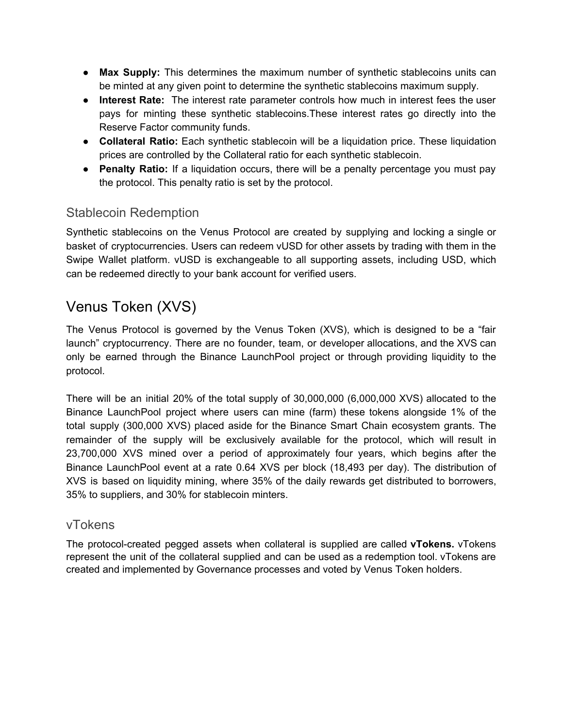- **Max Supply:** This determines the maximum number of synthetic stablecoins units can be minted at any given point to determine the synthetic stablecoins maximum supply.
- **Interest Rate:** The interest rate parameter controls how much in interest fees the user pays for minting these synthetic stablecoins.These interest rates go directly into the Reserve Factor community funds.
- **Collateral Ratio:** Each synthetic stablecoin will be a liquidation price. These liquidation prices are controlled by the Collateral ratio for each synthetic stablecoin.
- **Penalty Ratio:** If a liquidation occurs, there will be a penalty percentage you must pay the protocol. This penalty ratio is set by the protocol.

### Stablecoin Redemption

Synthetic stablecoins on the Venus Protocol are created by supplying and locking a single or basket of cryptocurrencies. Users can redeem vUSD for other assets by trading with them in the Swipe Wallet platform. vUSD is exchangeable to all supporting assets, including USD, which can be redeemed directly to your bank account for verified users.

## Venus Token (XVS)

The Venus Protocol is governed by the Venus Token (XVS), which is designed to be a “fair launch” cryptocurrency. There are no founder, team, or developer allocations, and the XVS can only be earned through the Binance LaunchPool project or through providing liquidity to the protocol.

There will be an initial 20% of the total supply of 30,000,000 (6,000,000 XVS) allocated to the Binance LaunchPool project where users can mine (farm) these tokens alongside 1% of the total supply (300,000 XVS) placed aside for the Binance Smart Chain ecosystem grants. The remainder of the supply will be exclusively available for the protocol, which will result in 23,700,000 XVS mined over a period of approximately four years, which begins after the Binance LaunchPool event at a rate 0.64 XVS per block (18,493 per day). The distribution of XVS is based on liquidity mining, where 35% of the daily rewards get distributed to borrowers, 35% to suppliers, and 30% for stablecoin minters.

### vTokens

The protocol-created pegged assets when collateral is supplied are called **vTokens.** vTokens represent the unit of the collateral supplied and can be used as a redemption tool. vTokens are created and implemented by Governance processes and voted by Venus Token holders.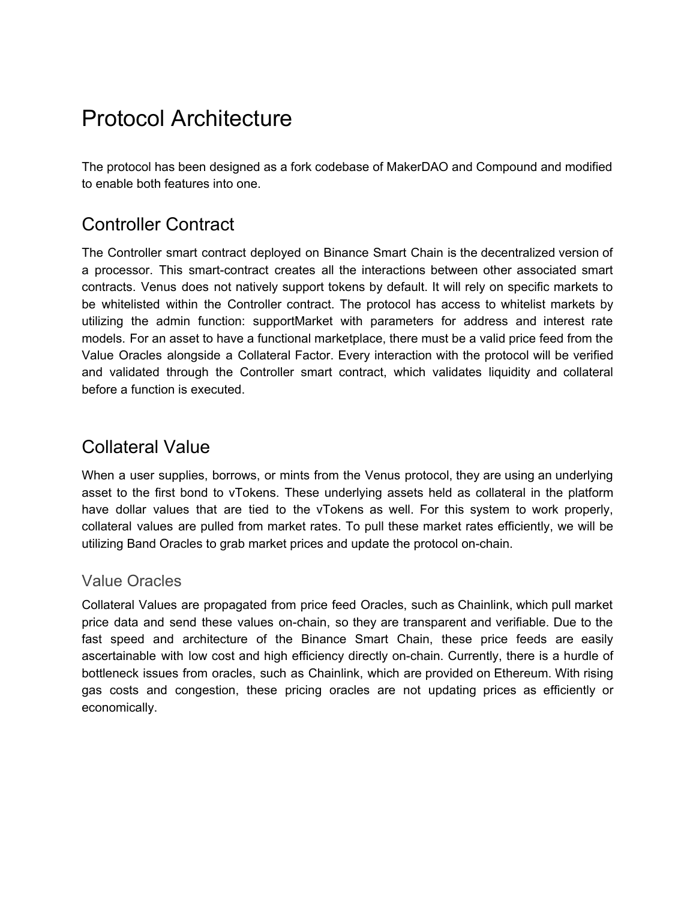# Protocol Architecture

The protocol has been designed as a fork codebase of MakerDAO and Compound and modified to enable both features into one.

## Controller Contract

The Controller smart contract deployed on Binance Smart Chain is the decentralized version of a processor. This smart-contract creates all the interactions between other associated smart contracts. Venus does not natively support tokens by default. It will rely on specific markets to be whitelisted within the Controller contract. The protocol has access to whitelist markets by utilizing the admin function: supportMarket with parameters for address and interest rate models. For an asset to have a functional marketplace, there must be a valid price feed from the Value Oracles alongside a Collateral Factor. Every interaction with the protocol will be verified and validated through the Controller smart contract, which validates liquidity and collateral before a function is executed.

## Collateral Value

When a user supplies, borrows, or mints from the Venus protocol, they are using an underlying asset to the first bond to vTokens. These underlying assets held as collateral in the platform have dollar values that are tied to the vTokens as well. For this system to work properly, collateral values are pulled from market rates. To pull these market rates efficiently, we will be utilizing Band Oracles to grab market prices and update the protocol on-chain.

### Value Oracles

Collateral Values are propagated from price feed Oracles, such as Chainlink, which pull market price data and send these values on-chain, so they are transparent and verifiable. Due to the fast speed and architecture of the Binance Smart Chain, these price feeds are easily ascertainable with low cost and high efficiency directly on-chain. Currently, there is a hurdle of bottleneck issues from oracles, such as Chainlink, which are provided on Ethereum. With rising gas costs and congestion, these pricing oracles are not updating prices as efficiently or economically.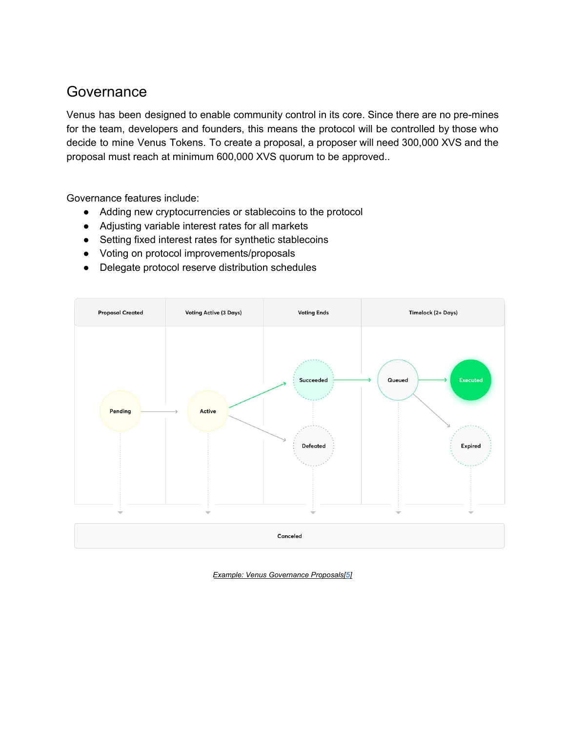## Governance

Venus has been designed to enable community control in its core. Since there are no pre-mines for the team, developers and founders, this means the protocol will be controlled by those who decide to mine Venus Tokens. To create a proposal, a proposer will need 300,000 XVS and the proposal must reach at minimum 600,000 XVS quorum to be approved..

Governance features include:

- Adding new cryptocurrencies or stablecoins to the protocol
- Adjusting variable interest rates for all markets
- Setting fixed interest rates for synthetic stablecoins
- Voting on protocol improvements/proposals
- Delegate protocol reserve distribution schedules

*Example: Venus Governance Proposals[5]*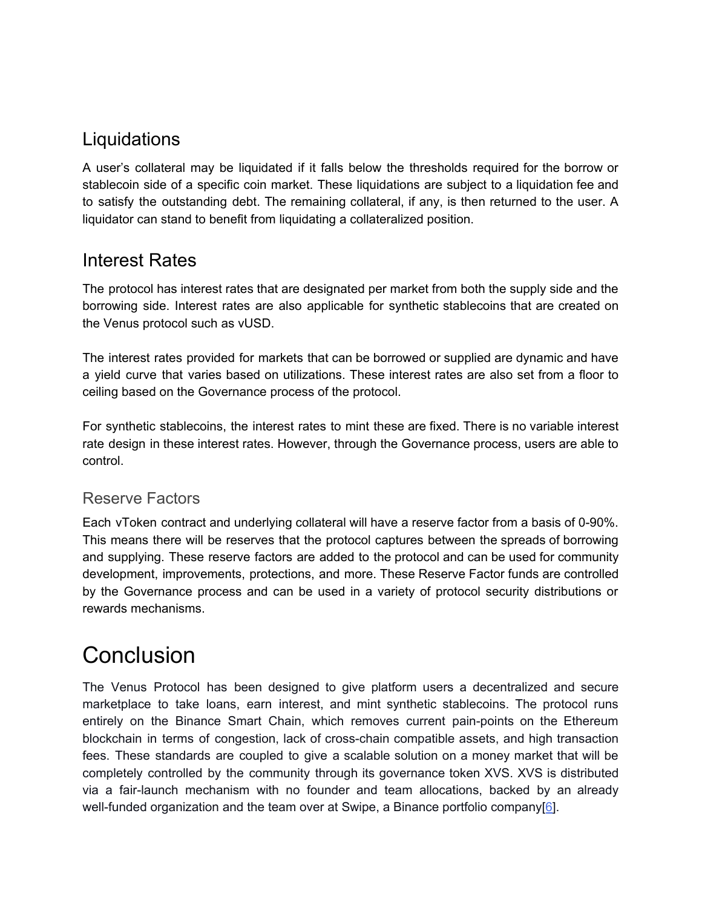## Liquidations

A user's collateral may be liquidated if it falls below the thresholds required for the borrow or stablecoin side of a specific coin market. These liquidations are subject to a liquidation fee and to satisfy the outstanding debt. The remaining collateral, if any, is then returned to the user. A liquidator can stand to benefit from liquidating a collateralized position.

## Interest Rates

The protocol has interest rates that are designated per market from both the supply side and the borrowing side. Interest rates are also applicable for synthetic stablecoins that are created on the Venus protocol such as vUSD.

The interest rates provided for markets that can be borrowed or supplied are dynamic and have a yield curve that varies based on utilizations. These interest rates are also set from a floor to ceiling based on the Governance process of the protocol.

For synthetic stablecoins, the interest rates to mint these are fixed. There is no variable interest rate design in these interest rates. However, through the Governance process, users are able to control.

### Reserve Factors

Each vToken contract and underlying collateral will have a reserve factor from a basis of 0-90%. This means there will be reserves that the protocol captures between the spreads of borrowing and supplying. These reserve factors are added to the protocol and can be used for community development, improvements, protections, and more. These Reserve Factor funds are controlled by the Governance process and can be used in a variety of protocol security distributions or rewards mechanisms.

# Conclusion

The Venus Protocol has been designed to give platform users a decentralized and secure marketplace to take loans, earn interest, and mint synthetic stablecoins. The protocol runs entirely on the Binance Smart Chain, which removes current pain-points on the Ethereum blockchain in terms of congestion, lack of cross-chain compatible assets, and high transaction fees. These standards are coupled to give a scalable solution on a money market that will be completely controlled by the community through its governance token XVS. XVS is distributed via a fair-launch mechanism with no founder and team allocations, backed by an already well-funded organization and the team over at Swipe, a Binance portfolio company[6].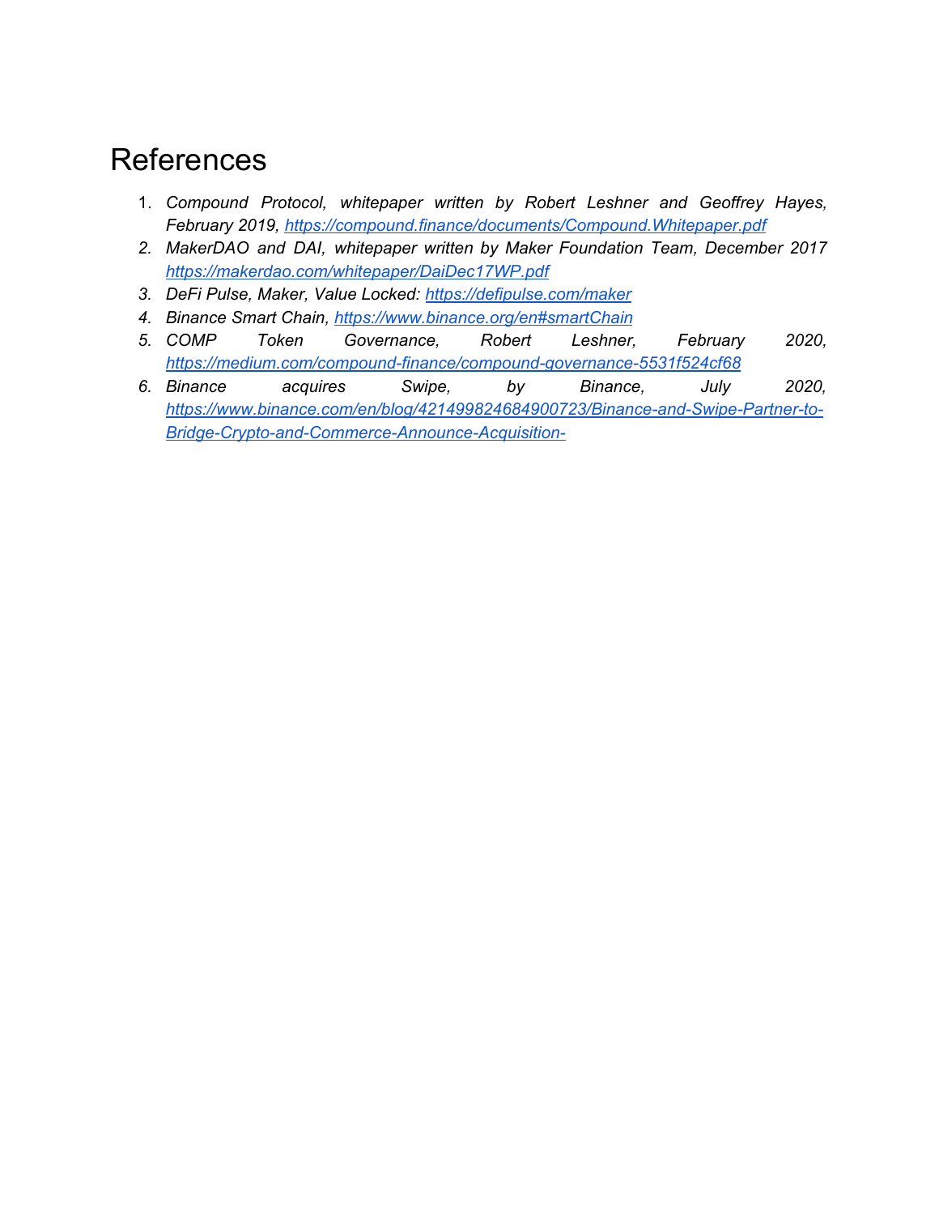# References

1. *Compound Protocol, whitepaper written by Robert Leshner and Geoffrey Hayes, February 2019,* [*https://compound.finance/documents/Compound.Whitepaper.pdf*](https://compound.finance/documents/Compound.Whitepaper.pdf)
2. *MakerDAO and DAI, whitepaper written by Maker Foundation Team, December 2017* [*https://makerdao.com/whitepaper/DaiDec17WP.pdf*](https://makerdao.com/whitepaper/DaiDec17WP.pdf)
3. *DeFi Pulse, Maker, Value Locked:* [*https://defipulse.com/maker*](https://defipulse.com/maker)
4. *Binance Smart Chain,* [*https://www.binance.org/en#smartChain*](https://www.binance.org/en#smartChain)
5. *COMP Token Governance, Robert Leshner, February 2020,* [*https://medium.com/compound-finance/compound-governance-5531f524cf68*](https://medium.com/compound-finance/compound-governance-5531f524cf68)
6. *Binance acquires Swipe, by Binance, July 2020,* [*https://www.binance.com/en/blog/421499824684900723/Binance-and-Swipe-Partner-to-Bridge-Crypto-and-Commerce-Announce-Acquisition-*](https://www.binance.com/en/blog/421499824684900723/Binance-and-Swipe-Partner-to-Bridge-Crypto-and-Commerce-Announce-Acquisition-)